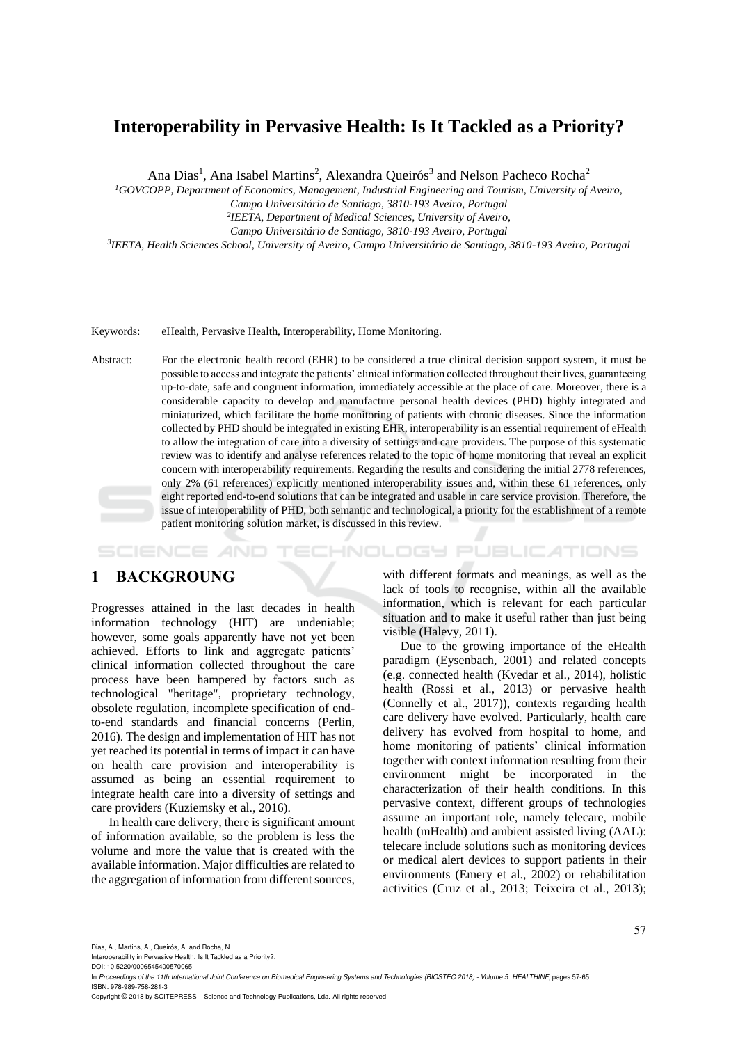# Interoperability in Pervasive Health: Is It Tackled as a Priority?

Ana Dias[1], Ana Isabel Martins[2], Alexandra Queirós[3] and Nelson Pacheco Rocha[2]

[1]*GOVCOPP, Department of Economics, Management, Industrial Engineering and Tourism, University of Aveiro, Campo Universitário de Santiago, 3810-193 Aveiro, Portugal*
[2]*IEETA, Department of Medical Sciences, University of Aveiro, Campo Universitário de Santiago, 3810-193 Aveiro, Portugal*
[3]*IEETA, Health Sciences School, University of Aveiro, Campo Universitário de Santiago, 3810-193 Aveiro, Portugal*

Keywords: eHealth, Pervasive Health, Interoperability, Home Monitoring.

Abstract: For the electronic health record (EHR) to be considered a true clinical decision support system, it must be possible to access and integrate the patients' clinical information collected throughout their lives, guaranteeing up-to-date, safe and congruent information, immediately accessible at the place of care. Moreover, there is a considerable capacity to develop and manufacture personal health devices (PHD) highly integrated and miniaturized, which facilitate the home monitoring of patients with chronic diseases. Since the information collected by PHD should be integrated in existing EHR, interoperability is an essential requirement of eHealth to allow the integration of care into a diversity of settings and care providers. The purpose of this systematic review was to identify and analyse references related to the topic of home monitoring that reveal an explicit concern with interoperability requirements. Regarding the results and considering the initial 2778 references, only 2% (61 references) explicitly mentioned interoperability issues and, within these 61 references, only eight reported end-to-end solutions that can be integrated and usable in care service provision. Therefore, the issue of interoperability of PHD, both semantic and technological, a priority for the establishment of a remote patient monitoring solution market, is discussed in this review.

## 1 BACKGROUNG

Progresses attained in the last decades in health information technology (HIT) are undeniable; however, some goals apparently have not yet been achieved. Efforts to link and aggregate patients' clinical information collected throughout the care process have been hampered by factors such as technological "heritage", proprietary technology, obsolete regulation, incomplete specification of end-to-end standards and financial concerns (Perlin, 2016). The design and implementation of HIT has not yet reached its potential in terms of impact it can have on health care provision and interoperability is assumed as being an essential requirement to integrate health care into a diversity of settings and care providers (Kuziemsky et al., 2016).

In health care delivery, there is significant amount of information available, so the problem is less the volume and more the value that is created with the available information. Major difficulties are related to the aggregation of information from different sources, with different formats and meanings, as well as the lack of tools to recognise, within all the available information, which is relevant for each particular situation and to make it useful rather than just being visible (Halevy, 2011).

Due to the growing importance of the eHealth paradigm (Eysenbach, 2001) and related concepts (e.g. connected health (Kvedar et al., 2014), holistic health (Rossi et al., 2013) or pervasive health (Connelly et al., 2017)), contexts regarding health care delivery have evolved. Particularly, health care delivery has evolved from hospital to home, and home monitoring of patients' clinical information together with context information resulting from their environment might be incorporated in the characterization of their health conditions. In this pervasive context, different groups of technologies assume an important role, namely telecare, mobile health (mHealth) and ambient assisted living (AAL): telecare include solutions such as monitoring devices or medical alert devices to support patients in their environments (Emery et al., 2002) or rehabilitation activities (Cruz et al., 2013; Teixeira et al., 2013);

Dias, A., Martins, A., Queirós, A. and Rocha, N.
Interoperability in Pervasive Health: Is It Tackled as a Priority?.
DOI: 10.5220/0006545400570065
In *Proceedings of the 11th International Joint Conference on Biomedical Engineering Systems and Technologies (BIOSTEC 2018) - Volume 5: HEALTHINF*, pages 57-65
ISBN: 978-989-758-281-3
Copyright © 2018 by SCITEPRESS – Science and Technology Publications, Lda. All rights reserved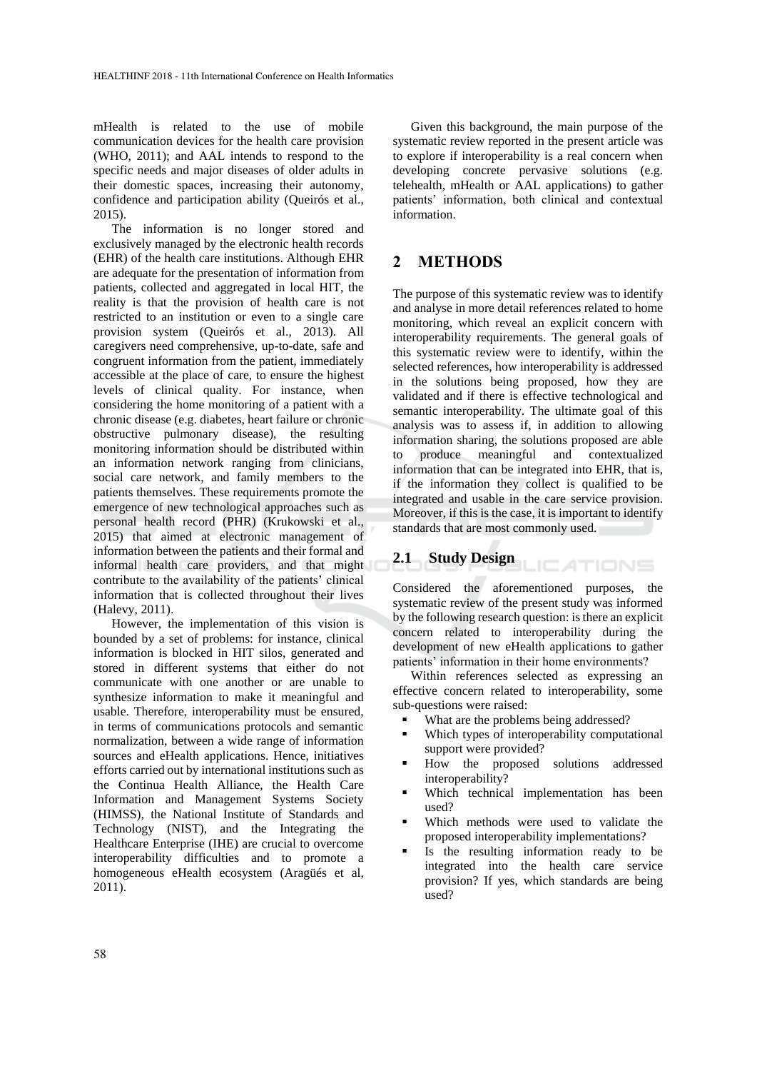mHealth is related to the use of mobile communication devices for the health care provision (WHO, 2011); and AAL intends to respond to the specific needs and major diseases of older adults in their domestic spaces, increasing their autonomy, confidence and participation ability (Queirós et al., 2015).

The information is no longer stored and exclusively managed by the electronic health records (EHR) of the health care institutions. Although EHR are adequate for the presentation of information from patients, collected and aggregated in local HIT, the reality is that the provision of health care is not restricted to an institution or even to a single care provision system (Queirós et al., 2013). All caregivers need comprehensive, up-to-date, safe and congruent information from the patient, immediately accessible at the place of care, to ensure the highest levels of clinical quality. For instance, when considering the home monitoring of a patient with a chronic disease (e.g. diabetes, heart failure or chronic obstructive pulmonary disease), the resulting monitoring information should be distributed within an information network ranging from clinicians, social care network, and family members to the patients themselves. These requirements promote the emergence of new technological approaches such as personal health record (PHR) (Krukowski et al., 2015) that aimed at electronic management of information between the patients and their formal and informal health care providers, and that might contribute to the availability of the patients' clinical information that is collected throughout their lives (Halevy, 2011).

However, the implementation of this vision is bounded by a set of problems: for instance, clinical information is blocked in HIT silos, generated and stored in different systems that either do not communicate with one another or are unable to synthesize information to make it meaningful and usable. Therefore, interoperability must be ensured, in terms of communications protocols and semantic normalization, between a wide range of information sources and eHealth applications. Hence, initiatives efforts carried out by international institutions such as the Continua Health Alliance, the Health Care Information and Management Systems Society (HIMSS), the National Institute of Standards and Technology (NIST), and the Integrating the Healthcare Enterprise (IHE) are crucial to overcome interoperability difficulties and to promote a homogeneous eHealth ecosystem (Aragüés et al, 2011).

Given this background, the main purpose of the systematic review reported in the present article was to explore if interoperability is a real concern when developing concrete pervasive solutions (e.g. telehealth, mHealth or AAL applications) to gather patients' information, both clinical and contextual information.

# 2 METHODS

The purpose of this systematic review was to identify and analyse in more detail references related to home monitoring, which reveal an explicit concern with interoperability requirements. The general goals of this systematic review were to identify, within the selected references, how interoperability is addressed in the solutions being proposed, how they are validated and if there is effective technological and semantic interoperability. The ultimate goal of this analysis was to assess if, in addition to allowing information sharing, the solutions proposed are able to produce meaningful and contextualized information that can be integrated into EHR, that is, if the information they collect is qualified to be integrated and usable in the care service provision. Moreover, if this is the case, it is important to identify standards that are most commonly used.

## 2.1 Study Design

Considered the aforementioned purposes, the systematic review of the present study was informed by the following research question: is there an explicit concern related to interoperability during the development of new eHealth applications to gather patients' information in their home environments?

Within references selected as expressing an effective concern related to interoperability, some sub-questions were raised:

- What are the problems being addressed?
- Which types of interoperability computational support were provided?
- How the proposed solutions addressed interoperability?
- Which technical implementation has been used?
- Which methods were used to validate the proposed interoperability implementations?
- Is the resulting information ready to be integrated into the health care service provision? If yes, which standards are being used?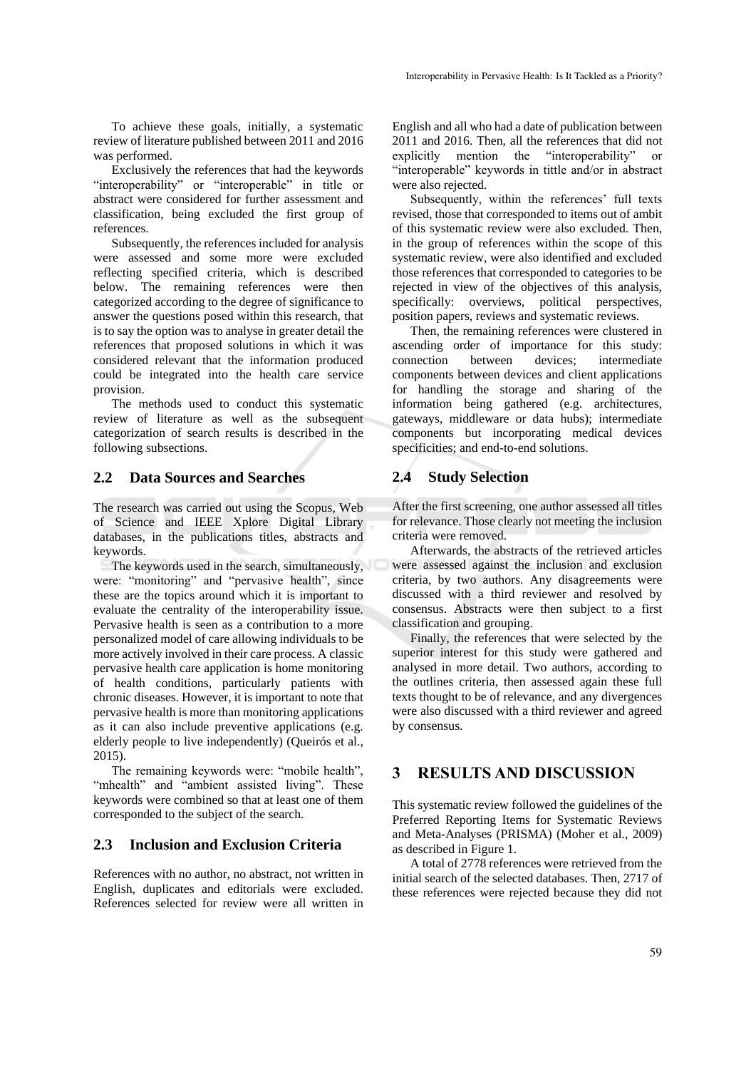To achieve these goals, initially, a systematic review of literature published between 2011 and 2016 was performed.

Exclusively the references that had the keywords "interoperability" or "interoperable" in title or abstract were considered for further assessment and classification, being excluded the first group of references.

Subsequently, the references included for analysis were assessed and some more were excluded reflecting specified criteria, which is described below. The remaining references were then categorized according to the degree of significance to answer the questions posed within this research, that is to say the option was to analyse in greater detail the references that proposed solutions in which it was considered relevant that the information produced could be integrated into the health care service provision.

The methods used to conduct this systematic review of literature as well as the subsequent categorization of search results is described in the following subsections.

## 2.2 Data Sources and Searches

The research was carried out using the Scopus, Web of Science and IEEE Xplore Digital Library databases, in the publications titles, abstracts and keywords.

The keywords used in the search, simultaneously, were: "monitoring" and "pervasive health", since these are the topics around which it is important to evaluate the centrality of the interoperability issue. Pervasive health is seen as a contribution to a more personalized model of care allowing individuals to be more actively involved in their care process. A classic pervasive health care application is home monitoring of health conditions, particularly patients with chronic diseases. However, it is important to note that pervasive health is more than monitoring applications as it can also include preventive applications (e.g. elderly people to live independently) (Queirós et al., 2015).

The remaining keywords were: "mobile health", "mhealth" and "ambient assisted living". These keywords were combined so that at least one of them corresponded to the subject of the search.

## 2.3 Inclusion and Exclusion Criteria

References with no author, no abstract, not written in English, duplicates and editorials were excluded. References selected for review were all written in English and all who had a date of publication between 2011 and 2016. Then, all the references that did not explicitly mention the "interoperability" or "interoperable" keywords in tittle and/or in abstract were also rejected.

Subsequently, within the references' full texts revised, those that corresponded to items out of ambit of this systematic review were also excluded. Then, in the group of references within the scope of this systematic review, were also identified and excluded those references that corresponded to categories to be rejected in view of the objectives of this analysis, specifically: overviews, political perspectives, position papers, reviews and systematic reviews.

Then, the remaining references were clustered in ascending order of importance for this study: connection between devices; intermediate components between devices and client applications for handling the storage and sharing of the information being gathered (e.g. architectures, gateways, middleware or data hubs); intermediate components but incorporating medical devices specificities; and end-to-end solutions.

## 2.4 Study Selection

After the first screening, one author assessed all titles for relevance. Those clearly not meeting the inclusion criteria were removed.

Afterwards, the abstracts of the retrieved articles were assessed against the inclusion and exclusion criteria, by two authors. Any disagreements were discussed with a third reviewer and resolved by consensus. Abstracts were then subject to a first classification and grouping.

Finally, the references that were selected by the superior interest for this study were gathered and analysed in more detail. Two authors, according to the outlines criteria, then assessed again these full texts thought to be of relevance, and any divergences were also discussed with a third reviewer and agreed by consensus.

# 3 RESULTS AND DISCUSSION

This systematic review followed the guidelines of the Preferred Reporting Items for Systematic Reviews and Meta-Analyses (PRISMA) (Moher et al., 2009) as described in Figure 1.

A total of 2778 references were retrieved from the initial search of the selected databases. Then, 2717 of these references were rejected because they did not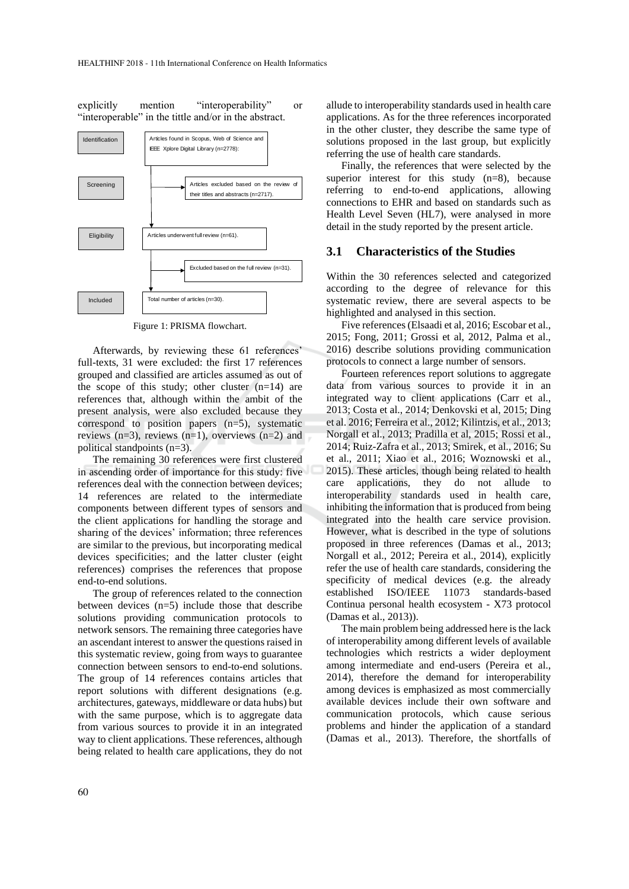explicitly mention "interoperability" or "interoperable" in the tittle and/or in the abstract.

| Stage | Records |
| --- | --- |
| Identification | Articles found in Scopus, Web of Science and IEEE Xplore Digital Library (n=2778): |
| Screening | Articles excluded based on the review of their titles and abstracts (n=2717). |
| Eligibility | Articles underwent full review (n=61). |
| | Excluded based on the full review (n=31). |
| Included | Total number of articles (n=30). |

Figure 1: PRISMA flowchart.

Afterwards, by reviewing these 61 references' full-texts, 31 were excluded: the first 17 references grouped and classified are articles assumed as out of the scope of this study; other cluster (n=14) are references that, although within the ambit of the present analysis, were also excluded because they correspond to position papers (n=5), systematic reviews (n=3), reviews (n=1), overviews (n=2) and political standpoints (n=3).

The remaining 30 references were first clustered in ascending order of importance for this study: five references deal with the connection between devices; 14 references are related to the intermediate components between different types of sensors and the client applications for handling the storage and sharing of the devices' information; three references are similar to the previous, but incorporating medical devices specificities; and the latter cluster (eight references) comprises the references that propose end-to-end solutions.

The group of references related to the connection between devices (n=5) include those that describe solutions providing communication protocols to network sensors. The remaining three categories have an ascendant interest to answer the questions raised in this systematic review, going from ways to guarantee connection between sensors to end-to-end solutions. The group of 14 references contains articles that report solutions with different designations (e.g. architectures, gateways, middleware or data hubs) but with the same purpose, which is to aggregate data from various sources to provide it in an integrated way to client applications. These references, although being related to health care applications, they do not allude to interoperability standards used in health care applications. As for the three references incorporated in the other cluster, they describe the same type of solutions proposed in the last group, but explicitly referring the use of health care standards.

Finally, the references that were selected by the superior interest for this study (n=8), because referring to end-to-end applications, allowing connections to EHR and based on standards such as Health Level Seven (HL7), were analysed in more detail in the study reported by the present article.

## 3.1 Characteristics of the Studies

Within the 30 references selected and categorized according to the degree of relevance for this systematic review, there are several aspects to be highlighted and analysed in this section.

Five references (Elsaadi et al, 2016; Escobar et al., 2015; Fong, 2011; Grossi et al, 2012, Palma et al., 2016) describe solutions providing communication protocols to connect a large number of sensors.

Fourteen references report solutions to aggregate data from various sources to provide it in an integrated way to client applications (Carr et al., 2013; Costa et al., 2014; Denkovski et al, 2015; Ding et al. 2016; Ferreira et al., 2012; Kilintzis, et al., 2013; Norgall et al., 2013; Pradilla et al, 2015; Rossi et al., 2014; Ruiz-Zafra et al., 2013; Smirek, et al., 2016; Su et al., 2011; Xiao et al., 2016; Woznowski et al., 2015). These articles, though being related to health care applications, they do not allude to interoperability standards used in health care, inhibiting the information that is produced from being integrated into the health care service provision. However, what is described in the type of solutions proposed in three references (Damas et al., 2013; Norgall et al., 2012; Pereira et al., 2014), explicitly refer the use of health care standards, considering the specificity of medical devices (e.g. the already established ISO/IEEE 11073 standards-based Continua personal health ecosystem - X73 protocol (Damas et al., 2013)).

The main problem being addressed here is the lack of interoperability among different levels of available technologies which restricts a wider deployment among intermediate and end-users (Pereira et al., 2014), therefore the demand for interoperability among devices is emphasized as most commercially available devices include their own software and communication protocols, which cause serious problems and hinder the application of a standard (Damas et al., 2013). Therefore, the shortfalls of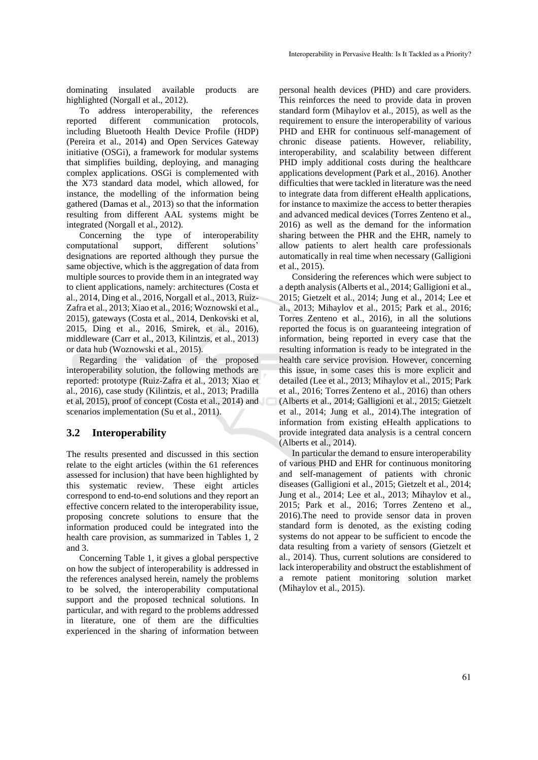dominating insulated available products are highlighted (Norgall et al., 2012).

To address interoperability, the references reported different communication protocols, including Bluetooth Health Device Profile (HDP) (Pereira et al., 2014) and Open Services Gateway initiative (OSGi), a framework for modular systems that simplifies building, deploying, and managing complex applications. OSGi is complemented with the X73 standard data model, which allowed, for instance, the modelling of the information being gathered (Damas et al., 2013) so that the information resulting from different AAL systems might be integrated (Norgall et al., 2012).

Concerning the type of interoperability computational support, different solutions' designations are reported although they pursue the same objective, which is the aggregation of data from multiple sources to provide them in an integrated way to client applications, namely: architectures (Costa et al., 2014, Ding et al., 2016, Norgall et al., 2013, Ruiz-Zafra et al., 2013; Xiao et al., 2016; Woznowski et al., 2015), gateways (Costa et al., 2014, Denkovski et al, 2015, Ding et al., 2016, Smirek, et al., 2016), middleware (Carr et al., 2013, Kilintzis, et al., 2013) or data hub (Woznowski et al., 2015).

Regarding the validation of the proposed interoperability solution, the following methods are reported: prototype (Ruiz-Zafra et al., 2013; Xiao et al., 2016), case study (Kilintzis, et al., 2013; Pradilla et al, 2015), proof of concept (Costa et al., 2014) and scenarios implementation (Su et al., 2011).

## 3.2 Interoperability

The results presented and discussed in this section relate to the eight articles (within the 61 references assessed for inclusion) that have been highlighted by this systematic review. These eight articles correspond to end-to-end solutions and they report an effective concern related to the interoperability issue, proposing concrete solutions to ensure that the information produced could be integrated into the health care provision, as summarized in Tables 1, 2 and 3.

Concerning Table 1, it gives a global perspective on how the subject of interoperability is addressed in the references analysed herein, namely the problems to be solved, the interoperability computational support and the proposed technical solutions. In particular, and with regard to the problems addressed in literature, one of them are the difficulties experienced in the sharing of information between personal health devices (PHD) and care providers. This reinforces the need to provide data in proven standard form (Mihaylov et al., 2015), as well as the requirement to ensure the interoperability of various PHD and EHR for continuous self-management of chronic disease patients. However, reliability, interoperability, and scalability between different PHD imply additional costs during the healthcare applications development (Park et al., 2016). Another difficulties that were tackled in literature was the need to integrate data from different eHealth applications, for instance to maximize the access to better therapies and advanced medical devices (Torres Zenteno et al., 2016) as well as the demand for the information sharing between the PHR and the EHR, namely to allow patients to alert health care professionals automatically in real time when necessary (Galligioni et al., 2015).

Considering the references which were subject to a depth analysis (Alberts et al., 2014; Galligioni et al., 2015; Gietzelt et al., 2014; Jung et al., 2014; Lee et al., 2013; Mihaylov et al., 2015; Park et al., 2016; Torres Zenteno et al., 2016), in all the solutions reported the focus is on guaranteeing integration of information, being reported in every case that the resulting information is ready to be integrated in the health care service provision. However, concerning this issue, in some cases this is more explicit and detailed (Lee et al., 2013; Mihaylov et al., 2015; Park et al., 2016; Torres Zenteno et al., 2016) than others (Alberts et al., 2014; Galligioni et al., 2015; Gietzelt et al., 2014; Jung et al., 2014).The integration of information from existing eHealth applications to provide integrated data analysis is a central concern (Alberts et al., 2014).

In particular the demand to ensure interoperability of various PHD and EHR for continuous monitoring and self-management of patients with chronic diseases (Galligioni et al., 2015; Gietzelt et al., 2014; Jung et al., 2014; Lee et al., 2013; Mihaylov et al., 2015; Park et al., 2016; Torres Zenteno et al., 2016).The need to provide sensor data in proven standard form is denoted, as the existing coding systems do not appear to be sufficient to encode the data resulting from a variety of sensors (Gietzelt et al., 2014). Thus, current solutions are considered to lack interoperability and obstruct the establishment of a remote patient monitoring solution market (Mihaylov et al., 2015).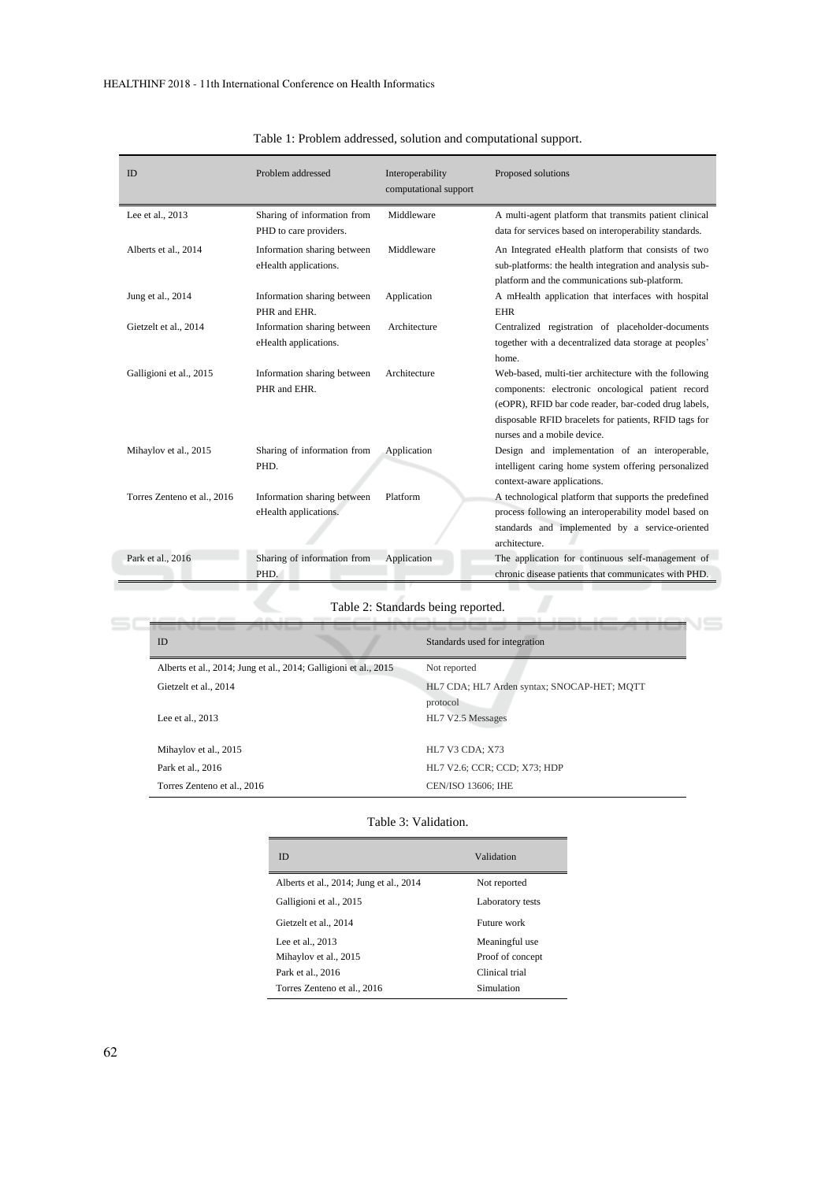Table 1: Problem addressed, solution and computational support.

| ID | Problem addressed | Interoperability computational support | Proposed solutions |
|---|---|---|---|
| Lee et al., 2013 | Sharing of information from PHD to care providers. | Middleware | A multi-agent platform that transmits patient clinical data for services based on interoperability standards. |
| Alberts et al., 2014 | Information sharing between eHealth applications. | Middleware | An Integrated eHealth platform that consists of two sub-platforms: the health integration and analysis sub-platform and the communications sub-platform. |
| Jung et al., 2014 | Information sharing between PHR and EHR. | Application | A mHealth application that interfaces with hospital EHR |
| Gietzelt et al., 2014 | Information sharing between eHealth applications. | Architecture | Centralized registration of placeholder-documents together with a decentralized data storage at peoples' home. |
| Galligioni et al., 2015 | Information sharing between PHR and EHR. | Architecture | Web-based, multi-tier architecture with the following components: electronic oncological patient record (eOPR), RFID bar code reader, bar-coded drug labels, disposable RFID bracelets for patients, RFID tags for nurses and a mobile device. |
| Mihaylov et al., 2015 | Sharing of information from PHD. | Application | Design and implementation of an interoperable, intelligent caring home system offering personalized context-aware applications. |
| Torres Zenteno et al., 2016 | Information sharing between eHealth applications. | Platform | A technological platform that supports the predefined process following an interoperability model based on standards and implemented by a service-oriented architecture. |
| Park et al., 2016 | Sharing of information from PHD. | Application | The application for continuous self-management of chronic disease patients that communicates with PHD. |

Table 2: Standards being reported.

| ID | Standards used for integration |
|---|---|
| Alberts et al., 2014; Jung et al., 2014; Galligioni et al., 2015 | Not reported |
| Gietzelt et al., 2014 | HL7 CDA; HL7 Arden syntax; SNOCAP-HET; MQTT protocol |
| Lee et al., 2013 | HL7 V2.5 Messages |
| Mihaylov et al., 2015 | HL7 V3 CDA; X73 |
| Park et al., 2016 | HL7 V2.6; CCR; CCD; X73; HDP |
| Torres Zenteno et al., 2016 | CEN/ISO 13606; IHE |

Table 3: Validation.

| ID | Validation |
|---|---|
| Alberts et al., 2014; Jung et al., 2014 | Not reported |
| Galligioni et al., 2015 | Laboratory tests |
| Gietzelt et al., 2014 | Future work |
| Lee et al., 2013 | Meaningful use |
| Mihaylov et al., 2015 | Proof of concept |
| Park et al., 2016 | Clinical trial |
| Torres Zenteno et al., 2016 | Simulation |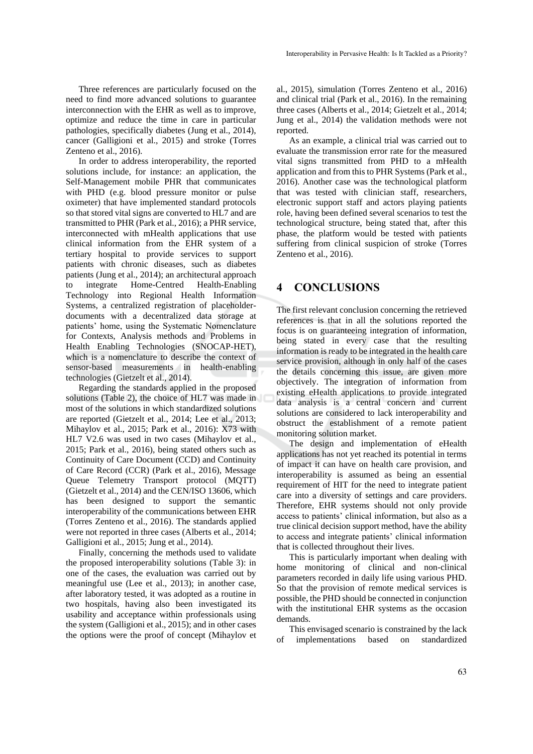Three references are particularly focused on the need to find more advanced solutions to guarantee interconnection with the EHR as well as to improve, optimize and reduce the time in care in particular pathologies, specifically diabetes (Jung et al., 2014), cancer (Galligioni et al., 2015) and stroke (Torres Zenteno et al., 2016).

In order to address interoperability, the reported solutions include, for instance: an application, the Self-Management mobile PHR that communicates with PHD (e.g. blood pressure monitor or pulse oximeter) that have implemented standard protocols so that stored vital signs are converted to HL7 and are transmitted to PHR (Park et al., 2016); a PHR service, interconnected with mHealth applications that use clinical information from the EHR system of a tertiary hospital to provide services to support patients with chronic diseases, such as diabetes patients (Jung et al., 2014); an architectural approach to integrate Home-Centred Health-Enabling Technology into Regional Health Information Systems, a centralized registration of placeholder-documents with a decentralized data storage at patients' home, using the Systematic Nomenclature for Contexts, Analysis methods and Problems in Health Enabling Technologies (SNOCAP-HET), which is a nomenclature to describe the context of sensor-based measurements in health-enabling technologies (Gietzelt et al., 2014).

Regarding the standards applied in the proposed solutions (Table 2), the choice of HL7 was made in most of the solutions in which standardized solutions are reported (Gietzelt et al., 2014; Lee et al., 2013; Mihaylov et al., 2015; Park et al., 2016): X73 with HL7 V2.6 was used in two cases (Mihaylov et al., 2015; Park et al., 2016), being stated others such as Continuity of Care Document (CCD) and Continuity of Care Record (CCR) (Park et al., 2016), Message Queue Telemetry Transport protocol (MQTT) (Gietzelt et al., 2014) and the CEN/ISO 13606, which has been designed to support the semantic interoperability of the communications between EHR (Torres Zenteno et al., 2016). The standards applied were not reported in three cases (Alberts et al., 2014; Galligioni et al., 2015; Jung et al., 2014).

Finally, concerning the methods used to validate the proposed interoperability solutions (Table 3): in one of the cases, the evaluation was carried out by meaningful use (Lee et al., 2013); in another case, after laboratory tested, it was adopted as a routine in two hospitals, having also been investigated its usability and acceptance within professionals using the system (Galligioni et al., 2015); and in other cases the options were the proof of concept (Mihaylov et al., 2015), simulation (Torres Zenteno et al., 2016) and clinical trial (Park et al., 2016). In the remaining three cases (Alberts et al., 2014; Gietzelt et al., 2014; Jung et al., 2014) the validation methods were not reported.

As an example, a clinical trial was carried out to evaluate the transmission error rate for the measured vital signs transmitted from PHD to a mHealth application and from this to PHR Systems (Park et al., 2016). Another case was the technological platform that was tested with clinician staff, researchers, electronic support staff and actors playing patients role, having been defined several scenarios to test the technological structure, being stated that, after this phase, the platform would be tested with patients suffering from clinical suspicion of stroke (Torres Zenteno et al., 2016).

## 4 CONCLUSIONS

The first relevant conclusion concerning the retrieved references is that in all the solutions reported the focus is on guaranteeing integration of information, being stated in every case that the resulting information is ready to be integrated in the health care service provision, although in only half of the cases the details concerning this issue, are given more objectively. The integration of information from existing eHealth applications to provide integrated data analysis is a central concern and current solutions are considered to lack interoperability and obstruct the establishment of a remote patient monitoring solution market.

The design and implementation of eHealth applications has not yet reached its potential in terms of impact it can have on health care provision, and interoperability is assumed as being an essential requirement of HIT for the need to integrate patient care into a diversity of settings and care providers. Therefore, EHR systems should not only provide access to patients' clinical information, but also as a true clinical decision support method, have the ability to access and integrate patients' clinical information that is collected throughout their lives.

This is particularly important when dealing with home monitoring of clinical and non-clinical parameters recorded in daily life using various PHD. So that the provision of remote medical services is possible, the PHD should be connected in conjunction with the institutional EHR systems as the occasion demands.

This envisaged scenario is constrained by the lack of implementations based on standardized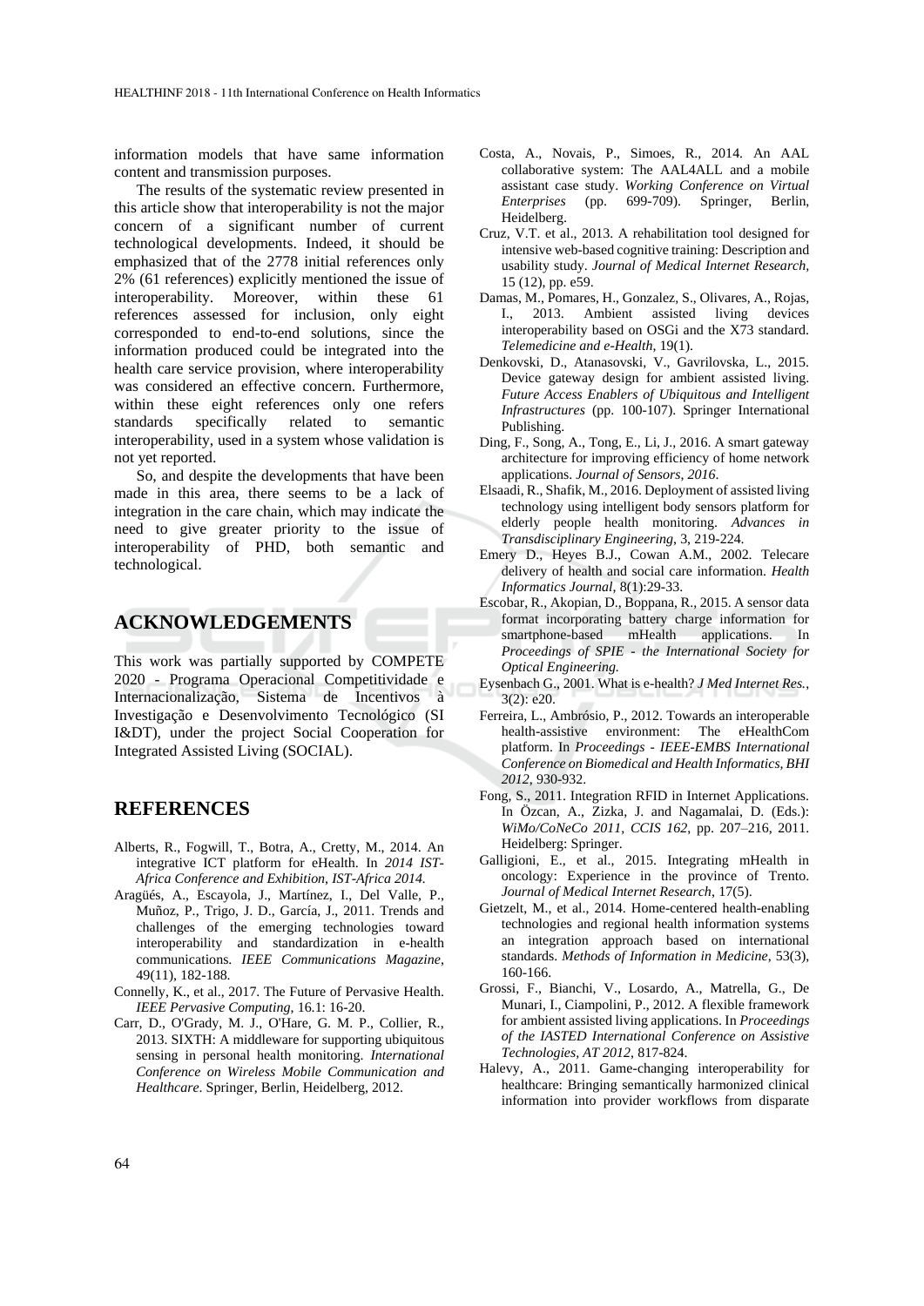information models that have same information content and transmission purposes.

The results of the systematic review presented in this article show that interoperability is not the major concern of a significant number of current technological developments. Indeed, it should be emphasized that of the 2778 initial references only 2% (61 references) explicitly mentioned the issue of interoperability. Moreover, within these 61 references assessed for inclusion, only eight corresponded to end-to-end solutions, since the information produced could be integrated into the health care service provision, where interoperability was considered an effective concern. Furthermore, within these eight references only one refers standards specifically related to semantic interoperability, used in a system whose validation is not yet reported.

So, and despite the developments that have been made in this area, there seems to be a lack of integration in the care chain, which may indicate the need to give greater priority to the issue of interoperability of PHD, both semantic and technological.

## ACKNOWLEDGEMENTS

This work was partially supported by COMPETE 2020 - Programa Operacional Competitividade e Internacionalização, Sistema de Incentivos à Investigação e Desenvolvimento Tecnológico (SI I&DT), under the project Social Cooperation for Integrated Assisted Living (SOCIAL).

## REFERENCES

Alberts, R., Fogwill, T., Botra, A., Cretty, M., 2014. An integrative ICT platform for eHealth. In *2014 IST-Africa Conference and Exhibition, IST-Africa 2014.*

Aragüés, A., Escayola, J., Martínez, I., Del Valle, P., Muñoz, P., Trigo, J. D., García, J., 2011. Trends and challenges of the emerging technologies toward interoperability and standardization in e-health communications. *IEEE Communications Magazine*, 49(11), 182-188.

Connelly, K., et al., 2017. The Future of Pervasive Health. *IEEE Pervasive Computing*, 16.1: 16-20.

Carr, D., O'Grady, M. J., O'Hare, G. M. P., Collier, R., 2013. SIXTH: A middleware for supporting ubiquitous sensing in personal health monitoring. *International Conference on Wireless Mobile Communication and Healthcare*. Springer, Berlin, Heidelberg, 2012.

Costa, A., Novais, P., Simoes, R., 2014. An AAL collaborative system: The AAL4ALL and a mobile assistant case study. *Working Conference on Virtual Enterprises* (pp. 699-709). Springer, Berlin, Heidelberg.

Cruz, V.T. et al., 2013. A rehabilitation tool designed for intensive web-based cognitive training: Description and usability study. *Journal of Medical Internet Research*, 15 (12), pp. e59.

Damas, M., Pomares, H., Gonzalez, S., Olivares, A., Rojas, I., 2013. Ambient assisted living devices interoperability based on OSGi and the X73 standard. *Telemedicine and e-Health*, 19(1).

Denkovski, D., Atanasovski, V., Gavrilovska, L., 2015. Device gateway design for ambient assisted living. *Future Access Enablers of Ubiquitous and Intelligent Infrastructures* (pp. 100-107). Springer International Publishing.

Ding, F., Song, A., Tong, E., Li, J., 2016. A smart gateway architecture for improving efficiency of home network applications. *Journal of Sensors, 2016*.

Elsaadi, R., Shafik, M., 2016. Deployment of assisted living technology using intelligent body sensors platform for elderly people health monitoring. *Advances in Transdisciplinary Engineering*, 3, 219-224.

Emery D., Heyes B.J., Cowan A.M., 2002. Telecare delivery of health and social care information. *Health Informatics Journal*, 8(1):29-33.

Escobar, R., Akopian, D., Boppana, R., 2015. A sensor data format incorporating battery charge information for smartphone-based mHealth applications. In *Proceedings of SPIE - the International Society for Optical Engineering.*

Eysenbach G., 2001. What is e-health? *J Med Internet Res.*, 3(2): e20.

Ferreira, L., Ambrósio, P., 2012. Towards an interoperable health-assistive environment: The eHealthCom platform. In *Proceedings - IEEE-EMBS International Conference on Biomedical and Health Informatics, BHI 2012*, 930-932.

Fong, S., 2011. Integration RFID in Internet Applications. In Özcan, A., Zizka, J. and Nagamalai, D. (Eds.): *WiMo/CoNeCo 2011, CCIS 162*, pp. 207–216, 2011. Heidelberg: Springer.

Galligioni, E., et al., 2015. Integrating mHealth in oncology: Experience in the province of Trento. *Journal of Medical Internet Research*, 17(5).

Gietzelt, M., et al., 2014. Home-centered health-enabling technologies and regional health information systems an integration approach based on international standards. *Methods of Information in Medicine*, 53(3), 160-166.

Grossi, F., Bianchi, V., Losardo, A., Matrella, G., De Munari, I., Ciampolini, P., 2012. A flexible framework for ambient assisted living applications. In *Proceedings of the IASTED International Conference on Assistive Technologies, AT 2012*, 817-824.

Halevy, A., 2011. Game-changing interoperability for healthcare: Bringing semantically harmonized clinical information into provider workflows from disparate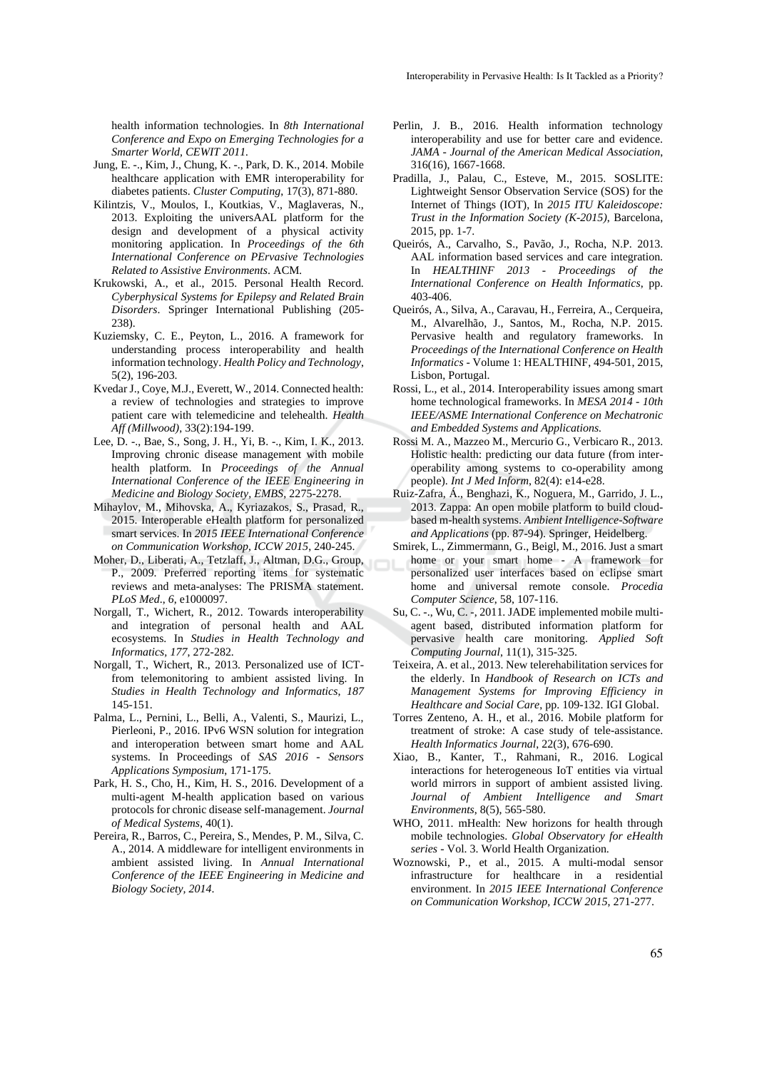health information technologies. In *8th International Conference and Expo on Emerging Technologies for a Smarter World, CEWIT 2011.*

Jung, E. -., Kim, J., Chung, K. -., Park, D. K., 2014. Mobile healthcare application with EMR interoperability for diabetes patients. *Cluster Computing*, 17(3), 871-880.

Kilintzis, V., Moulos, I., Koutkias, V., Maglaveras, N., 2013. Exploiting the universAAL platform for the design and development of a physical activity monitoring application. In *Proceedings of the 6th International Conference on PErvasive Technologies Related to Assistive Environments*. ACM.

Krukowski, A., et al., 2015. Personal Health Record. *Cyberphysical Systems for Epilepsy and Related Brain Disorders*. Springer International Publishing (205-238).

Kuziemsky, C. E., Peyton, L., 2016. A framework for understanding process interoperability and health information technology. *Health Policy and Technology*, 5(2), 196-203.

Kvedar J., Coye, M.J., Everett, W., 2014. Connected health: a review of technologies and strategies to improve patient care with telemedicine and telehealth. *Health Aff (Millwood)*, 33(2):194-199.

Lee, D. -., Bae, S., Song, J. H., Yi, B. -., Kim, I. K., 2013. Improving chronic disease management with mobile health platform. In *Proceedings of the Annual International Conference of the IEEE Engineering in Medicine and Biology Society, EMBS*, 2275-2278.

Mihaylov, M., Mihovska, A., Kyriazakos, S., Prasad, R., 2015. Interoperable eHealth platform for personalized smart services. In *2015 IEEE International Conference on Communication Workshop, ICCW 2015*, 240-245.

Moher, D., Liberati, A., Tetzlaff, J., Altman, D.G., Group, P., 2009. Preferred reporting items for systematic reviews and meta-analyses: The PRISMA statement. *PLoS Med*., *6*, e1000097.

Norgall, T., Wichert, R., 2012. Towards interoperability and integration of personal health and AAL ecosystems. In *Studies in Health Technology and Informatics, 177*, 272-282.

Norgall, T., Wichert, R., 2013. Personalized use of ICT-from telemonitoring to ambient assisted living. In *Studies in Health Technology and Informatics, 187* 145-151.

Palma, L., Pernini, L., Belli, A., Valenti, S., Maurizi, L., Pierleoni, P., 2016. IPv6 WSN solution for integration and interoperation between smart home and AAL systems. In Proceedings of *SAS 2016 - Sensors Applications Symposium*, 171-175.

Park, H. S., Cho, H., Kim, H. S., 2016. Development of a multi-agent M-health application based on various protocols for chronic disease self-management. *Journal of Medical Systems*, 40(1).

Pereira, R., Barros, C., Pereira, S., Mendes, P. M., Silva, C. A., 2014. A middleware for intelligent environments in ambient assisted living. In *Annual International Conference of the IEEE Engineering in Medicine and Biology Society, 2014*.

Perlin, J. B., 2016. Health information technology interoperability and use for better care and evidence. *JAMA - Journal of the American Medical Association*, 316(16), 1667-1668.

Pradilla, J., Palau, C., Esteve, M., 2015. SOSLITE: Lightweight Sensor Observation Service (SOS) for the Internet of Things (IOT), In *2015 ITU Kaleidoscope: Trust in the Information Society (K-2015)*, Barcelona, 2015, pp. 1-7.

Queirós, A., Carvalho, S., Pavão, J., Rocha, N.P. 2013. AAL information based services and care integration. In *HEALTHINF 2013 - Proceedings of the International Conference on Health Informatics*, pp. 403-406.

Queirós, A., Silva, A., Caravau, H., Ferreira, A., Cerqueira, M., Alvarelhão, J., Santos, M., Rocha, N.P. 2015. Pervasive health and regulatory frameworks. In *Proceedings of the International Conference on Health Informatics* - Volume 1: HEALTHINF, 494-501, 2015, Lisbon, Portugal.

Rossi, L., et al., 2014. Interoperability issues among smart home technological frameworks. In *MESA 2014 - 10th IEEE/ASME International Conference on Mechatronic and Embedded Systems and Applications.*

Rossi M. A., Mazzeo M., Mercurio G., Verbicaro R., 2013. Holistic health: predicting our data future (from inter-operability among systems to co-operability among people). *Int J Med Inform*, 82(4): e14-e28.

Ruiz-Zafra, Á., Benghazi, K., Noguera, M., Garrido, J. L., 2013. Zappa: An open mobile platform to build cloud-based m-health systems. *Ambient Intelligence-Software and Applications* (pp. 87-94). Springer, Heidelberg.

Smirek, L., Zimmermann, G., Beigl, M., 2016. Just a smart home or your smart home - A framework for personalized user interfaces based on eclipse smart home and universal remote console. *Procedia Computer Science*, 58, 107-116.

Su, C. -., Wu, C. -, 2011. JADE implemented mobile multi-agent based, distributed information platform for pervasive health care monitoring. *Applied Soft Computing Journal*, 11(1), 315-325.

Teixeira, A. et al., 2013. New telerehabilitation services for the elderly. In *Handbook of Research on ICTs and Management Systems for Improving Efficiency in Healthcare and Social Care*, pp. 109-132. IGI Global.

Torres Zenteno, A. H., et al., 2016. Mobile platform for treatment of stroke: A case study of tele-assistance. *Health Informatics Journal*, 22(3), 676-690.

Xiao, B., Kanter, T., Rahmani, R., 2016. Logical interactions for heterogeneous IoT entities via virtual world mirrors in support of ambient assisted living. *Journal of Ambient Intelligence and Smart Environments*, 8(5), 565-580.

WHO, 2011. mHealth: New horizons for health through mobile technologies. *Global Observatory for eHealth series* - Vol. 3. World Health Organization.

Woznowski, P., et al., 2015. A multi-modal sensor infrastructure for healthcare in a residential environment. In *2015 IEEE International Conference on Communication Workshop, ICCW 2015*, 271-277.